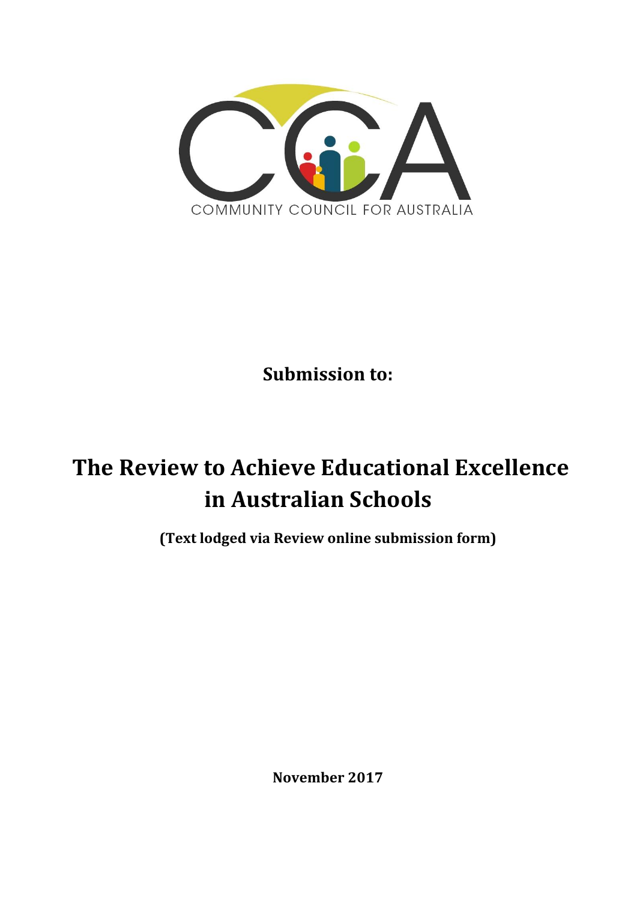COMMUNITY COUNCIL FOR AUSTRALIA

**Submission to:**

# The Review to Achieve Educational Excellence in Australian Schools

**(Text lodged via Review online submission form)**

**November 2017**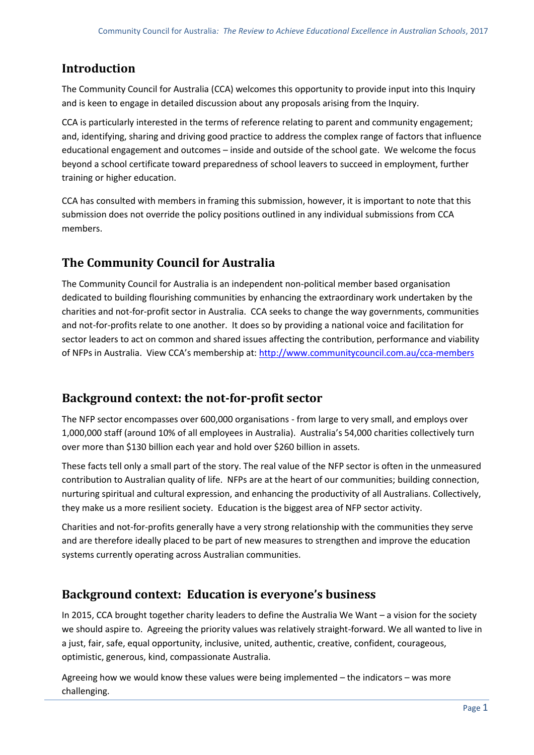## Introduction

The Community Council for Australia (CCA) welcomes this opportunity to provide input into this Inquiry and is keen to engage in detailed discussion about any proposals arising from the Inquiry.

CCA is particularly interested in the terms of reference relating to parent and community engagement; and, identifying, sharing and driving good practice to address the complex range of factors that influence educational engagement and outcomes – inside and outside of the school gate. We welcome the focus beyond a school certificate toward preparedness of school leavers to succeed in employment, further training or higher education.

CCA has consulted with members in framing this submission, however, it is important to note that this submission does not override the policy positions outlined in any individual submissions from CCA members.

## The Community Council for Australia

The Community Council for Australia is an independent non-political member based organisation dedicated to building flourishing communities by enhancing the extraordinary work undertaken by the charities and not-for-profit sector in Australia. CCA seeks to change the way governments, communities and not-for-profits relate to one another. It does so by providing a national voice and facilitation for sector leaders to act on common and shared issues affecting the contribution, performance and viability of NFPs in Australia. View CCA's membership at: http://www.communitycouncil.com.au/cca-members

## Background context: the not-for-profit sector

The NFP sector encompasses over 600,000 organisations - from large to very small, and employs over 1,000,000 staff (around 10% of all employees in Australia). Australia's 54,000 charities collectively turn over more than $130 billion each year and hold over $260 billion in assets.

These facts tell only a small part of the story. The real value of the NFP sector is often in the unmeasured contribution to Australian quality of life. NFPs are at the heart of our communities; building connection, nurturing spiritual and cultural expression, and enhancing the productivity of all Australians. Collectively, they make us a more resilient society. Education is the biggest area of NFP sector activity.

Charities and not-for-profits generally have a very strong relationship with the communities they serve and are therefore ideally placed to be part of new measures to strengthen and improve the education systems currently operating across Australian communities.

## Background context: Education is everyone's business

In 2015, CCA brought together charity leaders to define the Australia We Want – a vision for the society we should aspire to. Agreeing the priority values was relatively straight-forward. We all wanted to live in a just, fair, safe, equal opportunity, inclusive, united, authentic, creative, confident, courageous, optimistic, generous, kind, compassionate Australia.

Agreeing how we would know these values were being implemented – the indicators – was more challenging.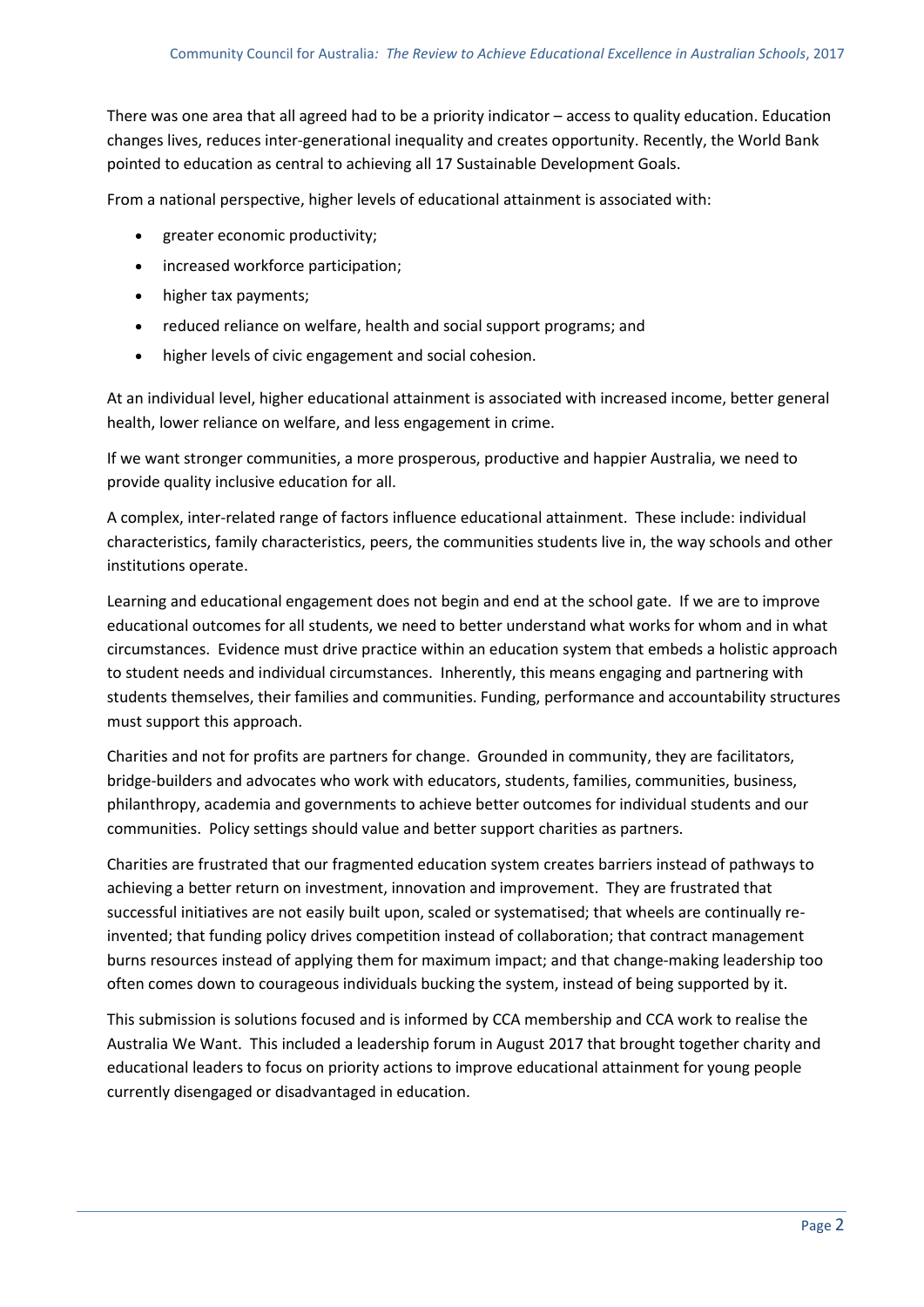There was one area that all agreed had to be a priority indicator – access to quality education. Education changes lives, reduces inter-generational inequality and creates opportunity. Recently, the World Bank pointed to education as central to achieving all 17 Sustainable Development Goals.

From a national perspective, higher levels of educational attainment is associated with:

- greater economic productivity;
- increased workforce participation;
- higher tax payments;
- reduced reliance on welfare, health and social support programs; and
- higher levels of civic engagement and social cohesion.

At an individual level, higher educational attainment is associated with increased income, better general health, lower reliance on welfare, and less engagement in crime.

If we want stronger communities, a more prosperous, productive and happier Australia, we need to provide quality inclusive education for all.

A complex, inter-related range of factors influence educational attainment. These include: individual characteristics, family characteristics, peers, the communities students live in, the way schools and other institutions operate.

Learning and educational engagement does not begin and end at the school gate. If we are to improve educational outcomes for all students, we need to better understand what works for whom and in what circumstances. Evidence must drive practice within an education system that embeds a holistic approach to student needs and individual circumstances. Inherently, this means engaging and partnering with students themselves, their families and communities. Funding, performance and accountability structures must support this approach.

Charities and not for profits are partners for change. Grounded in community, they are facilitators, bridge-builders and advocates who work with educators, students, families, communities, business, philanthropy, academia and governments to achieve better outcomes for individual students and our communities. Policy settings should value and better support charities as partners.

Charities are frustrated that our fragmented education system creates barriers instead of pathways to achieving a better return on investment, innovation and improvement. They are frustrated that successful initiatives are not easily built upon, scaled or systematised; that wheels are continually re-invented; that funding policy drives competition instead of collaboration; that contract management burns resources instead of applying them for maximum impact; and that change-making leadership too often comes down to courageous individuals bucking the system, instead of being supported by it.

This submission is solutions focused and is informed by CCA membership and CCA work to realise the Australia We Want. This included a leadership forum in August 2017 that brought together charity and educational leaders to focus on priority actions to improve educational attainment for young people currently disengaged or disadvantaged in education.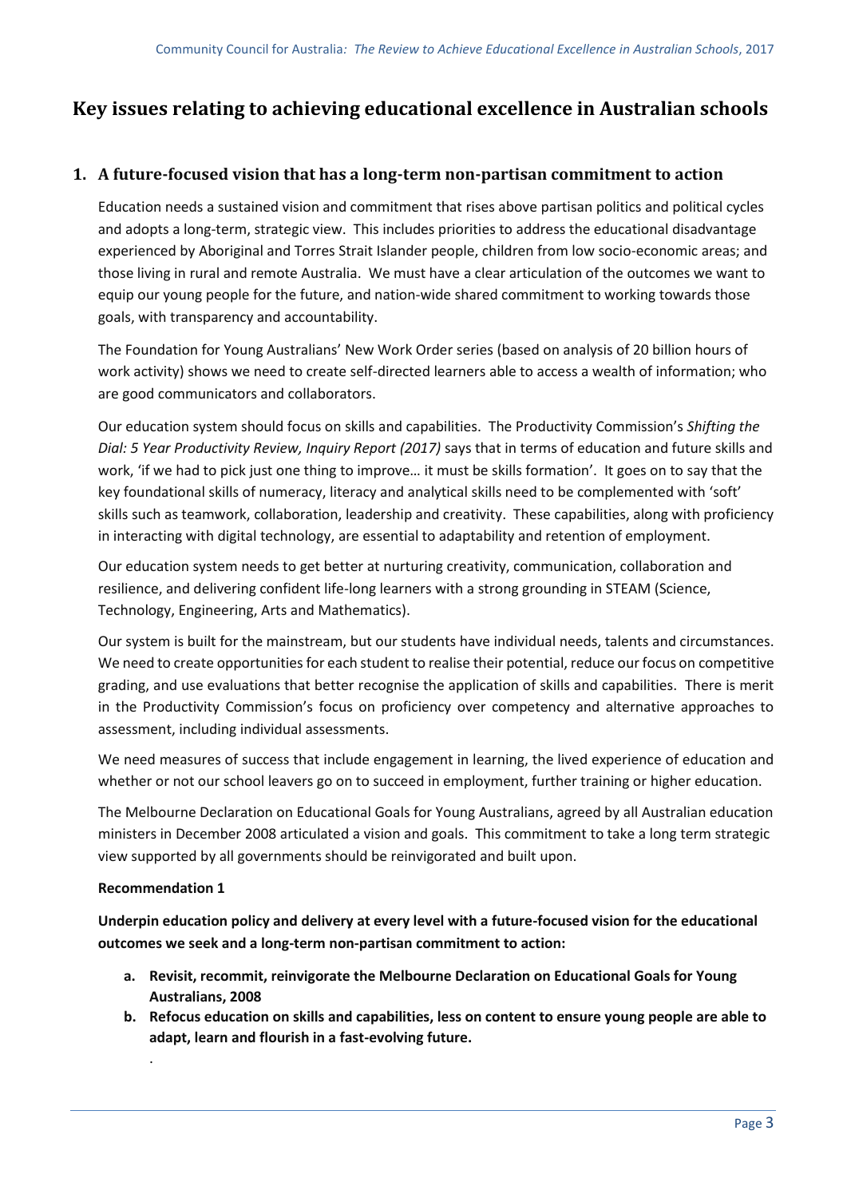# Key issues relating to achieving educational excellence in Australian schools

## 1. A future-focused vision that has a long-term non-partisan commitment to action

Education needs a sustained vision and commitment that rises above partisan politics and political cycles and adopts a long-term, strategic view. This includes priorities to address the educational disadvantage experienced by Aboriginal and Torres Strait Islander people, children from low socio-economic areas; and those living in rural and remote Australia. We must have a clear articulation of the outcomes we want to equip our young people for the future, and nation-wide shared commitment to working towards those goals, with transparency and accountability.

The Foundation for Young Australians' New Work Order series (based on analysis of 20 billion hours of work activity) shows we need to create self-directed learners able to access a wealth of information; who are good communicators and collaborators.

Our education system should focus on skills and capabilities. The Productivity Commission's *Shifting the Dial: 5 Year Productivity Review, Inquiry Report (2017)* says that in terms of education and future skills and work, 'if we had to pick just one thing to improve… it must be skills formation'. It goes on to say that the key foundational skills of numeracy, literacy and analytical skills need to be complemented with 'soft' skills such as teamwork, collaboration, leadership and creativity. These capabilities, along with proficiency in interacting with digital technology, are essential to adaptability and retention of employment.

Our education system needs to get better at nurturing creativity, communication, collaboration and resilience, and delivering confident life-long learners with a strong grounding in STEAM (Science, Technology, Engineering, Arts and Mathematics).

Our system is built for the mainstream, but our students have individual needs, talents and circumstances. We need to create opportunities for each student to realise their potential, reduce our focus on competitive grading, and use evaluations that better recognise the application of skills and capabilities. There is merit in the Productivity Commission's focus on proficiency over competency and alternative approaches to assessment, including individual assessments.

We need measures of success that include engagement in learning, the lived experience of education and whether or not our school leavers go on to succeed in employment, further training or higher education.

The Melbourne Declaration on Educational Goals for Young Australians, agreed by all Australian education ministers in December 2008 articulated a vision and goals. This commitment to take a long term strategic view supported by all governments should be reinvigorated and built upon.

**Recommendation 1**

**Underpin education policy and delivery at every level with a future-focused vision for the educational outcomes we seek and a long-term non-partisan commitment to action:**

- **a. Revisit, recommit, reinvigorate the Melbourne Declaration on Educational Goals for Young Australians, 2008**
- **b. Refocus education on skills and capabilities, less on content to ensure young people are able to adapt, learn and flourish in a fast-evolving future.**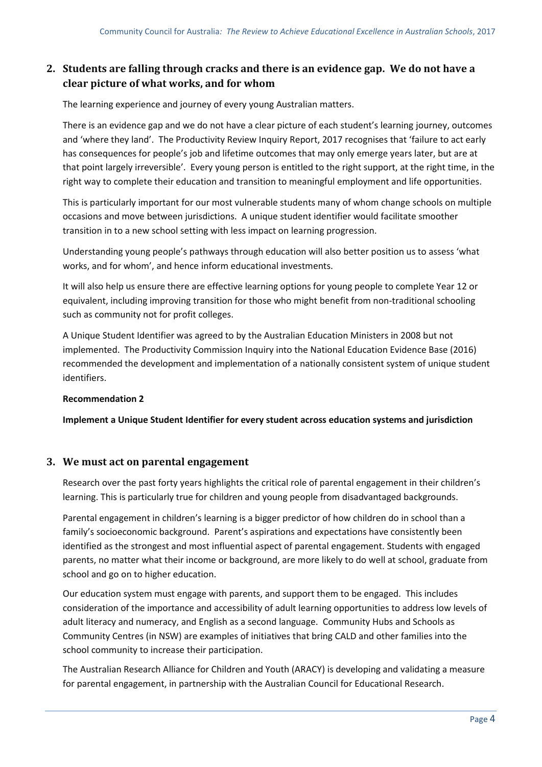## 2. Students are falling through cracks and there is an evidence gap. We do not have a clear picture of what works, and for whom

The learning experience and journey of every young Australian matters.

There is an evidence gap and we do not have a clear picture of each student's learning journey, outcomes and 'where they land'. The Productivity Review Inquiry Report, 2017 recognises that 'failure to act early has consequences for people's job and lifetime outcomes that may only emerge years later, but are at that point largely irreversible'. Every young person is entitled to the right support, at the right time, in the right way to complete their education and transition to meaningful employment and life opportunities.

This is particularly important for our most vulnerable students many of whom change schools on multiple occasions and move between jurisdictions. A unique student identifier would facilitate smoother transition in to a new school setting with less impact on learning progression.

Understanding young people's pathways through education will also better position us to assess 'what works, and for whom', and hence inform educational investments.

It will also help us ensure there are effective learning options for young people to complete Year 12 or equivalent, including improving transition for those who might benefit from non-traditional schooling such as community not for profit colleges.

A Unique Student Identifier was agreed to by the Australian Education Ministers in 2008 but not implemented. The Productivity Commission Inquiry into the National Education Evidence Base (2016) recommended the development and implementation of a nationally consistent system of unique student identifiers.

**Recommendation 2**

**Implement a Unique Student Identifier for every student across education systems and jurisdiction**

## 3. We must act on parental engagement

Research over the past forty years highlights the critical role of parental engagement in their children's learning. This is particularly true for children and young people from disadvantaged backgrounds.

Parental engagement in children's learning is a bigger predictor of how children do in school than a family's socioeconomic background. Parent's aspirations and expectations have consistently been identified as the strongest and most influential aspect of parental engagement. Students with engaged parents, no matter what their income or background, are more likely to do well at school, graduate from school and go on to higher education.

Our education system must engage with parents, and support them to be engaged. This includes consideration of the importance and accessibility of adult learning opportunities to address low levels of adult literacy and numeracy, and English as a second language. Community Hubs and Schools as Community Centres (in NSW) are examples of initiatives that bring CALD and other families into the school community to increase their participation.

The Australian Research Alliance for Children and Youth (ARACY) is developing and validating a measure for parental engagement, in partnership with the Australian Council for Educational Research.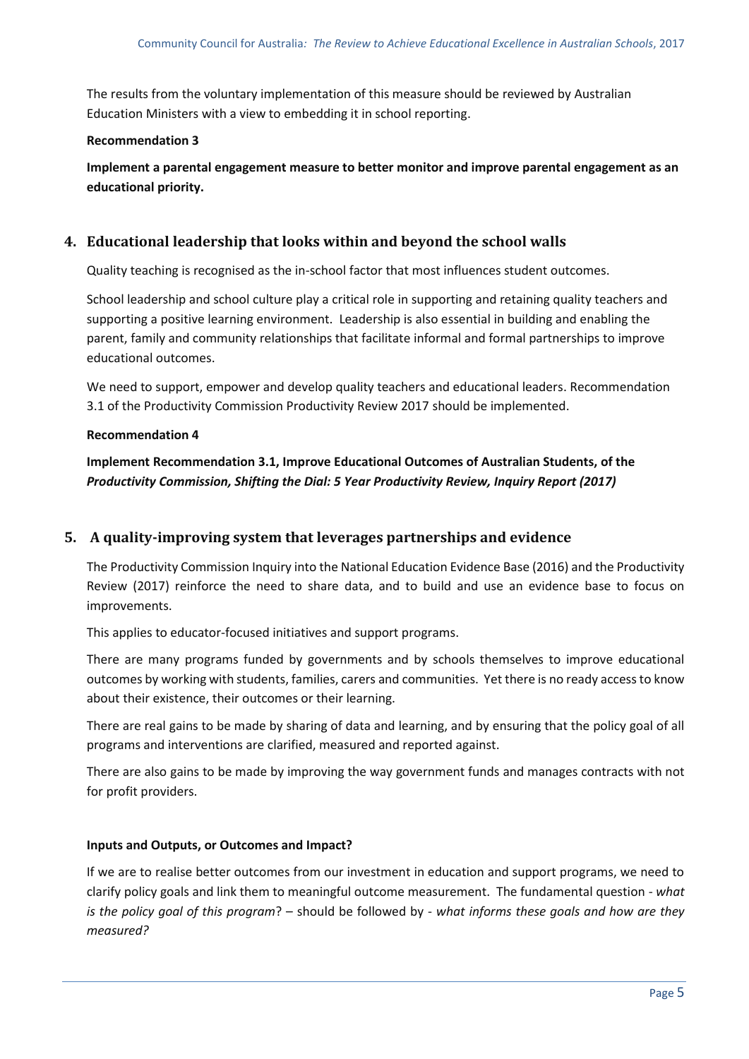The results from the voluntary implementation of this measure should be reviewed by Australian Education Ministers with a view to embedding it in school reporting.

**Recommendation 3**

**Implement a parental engagement measure to better monitor and improve parental engagement as an educational priority.**

## 4. Educational leadership that looks within and beyond the school walls

Quality teaching is recognised as the in-school factor that most influences student outcomes.

School leadership and school culture play a critical role in supporting and retaining quality teachers and supporting a positive learning environment. Leadership is also essential in building and enabling the parent, family and community relationships that facilitate informal and formal partnerships to improve educational outcomes.

We need to support, empower and develop quality teachers and educational leaders. Recommendation 3.1 of the Productivity Commission Productivity Review 2017 should be implemented.

**Recommendation 4**

**Implement Recommendation 3.1, Improve Educational Outcomes of Australian Students, of the *Productivity Commission, Shifting the Dial: 5 Year Productivity Review, Inquiry Report (2017)***

## 5. A quality-improving system that leverages partnerships and evidence

The Productivity Commission Inquiry into the National Education Evidence Base (2016) and the Productivity Review (2017) reinforce the need to share data, and to build and use an evidence base to focus on improvements.

This applies to educator-focused initiatives and support programs.

There are many programs funded by governments and by schools themselves to improve educational outcomes by working with students, families, carers and communities. Yet there is no ready access to know about their existence, their outcomes or their learning.

There are real gains to be made by sharing of data and learning, and by ensuring that the policy goal of all programs and interventions are clarified, measured and reported against.

There are also gains to be made by improving the way government funds and manages contracts with not for profit providers.

**Inputs and Outputs, or Outcomes and Impact?**

If we are to realise better outcomes from our investment in education and support programs, we need to clarify policy goals and link them to meaningful outcome measurement. The fundamental question - *what is the policy goal of this program*? – should be followed by - *what informs these goals and how are they measured?*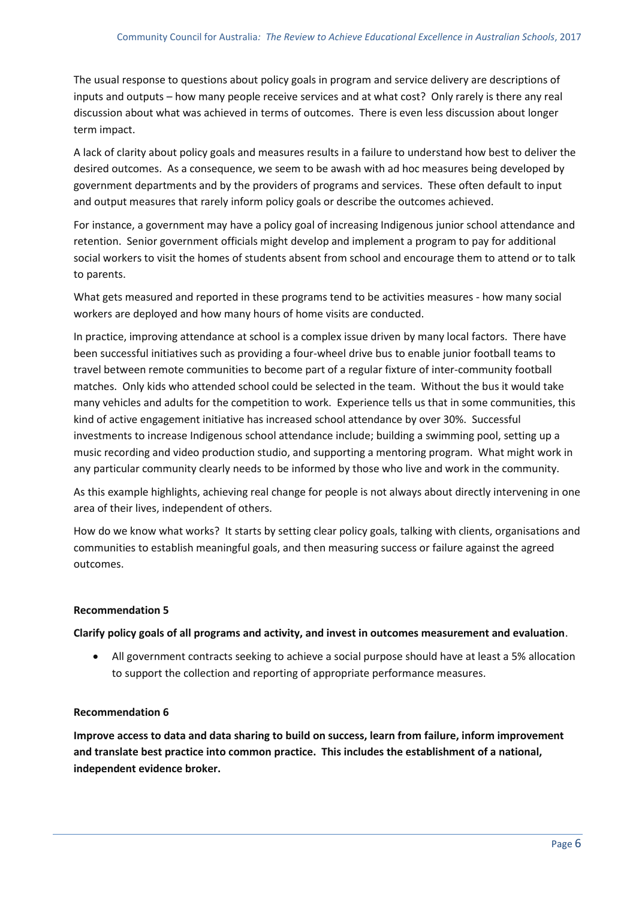The usual response to questions about policy goals in program and service delivery are descriptions of inputs and outputs – how many people receive services and at what cost? Only rarely is there any real discussion about what was achieved in terms of outcomes. There is even less discussion about longer term impact.

A lack of clarity about policy goals and measures results in a failure to understand how best to deliver the desired outcomes. As a consequence, we seem to be awash with ad hoc measures being developed by government departments and by the providers of programs and services. These often default to input and output measures that rarely inform policy goals or describe the outcomes achieved.

For instance, a government may have a policy goal of increasing Indigenous junior school attendance and retention. Senior government officials might develop and implement a program to pay for additional social workers to visit the homes of students absent from school and encourage them to attend or to talk to parents.

What gets measured and reported in these programs tend to be activities measures - how many social workers are deployed and how many hours of home visits are conducted.

In practice, improving attendance at school is a complex issue driven by many local factors. There have been successful initiatives such as providing a four-wheel drive bus to enable junior football teams to travel between remote communities to become part of a regular fixture of inter-community football matches. Only kids who attended school could be selected in the team. Without the bus it would take many vehicles and adults for the competition to work. Experience tells us that in some communities, this kind of active engagement initiative has increased school attendance by over 30%. Successful investments to increase Indigenous school attendance include; building a swimming pool, setting up a music recording and video production studio, and supporting a mentoring program. What might work in any particular community clearly needs to be informed by those who live and work in the community.

As this example highlights, achieving real change for people is not always about directly intervening in one area of their lives, independent of others.

How do we know what works? It starts by setting clear policy goals, talking with clients, organisations and communities to establish meaningful goals, and then measuring success or failure against the agreed outcomes.

**Recommendation 5**

**Clarify policy goals of all programs and activity, and invest in outcomes measurement and evaluation**.

- All government contracts seeking to achieve a social purpose should have at least a 5% allocation to support the collection and reporting of appropriate performance measures.

**Recommendation 6**

**Improve access to data and data sharing to build on success, learn from failure, inform improvement and translate best practice into common practice. This includes the establishment of a national, independent evidence broker.**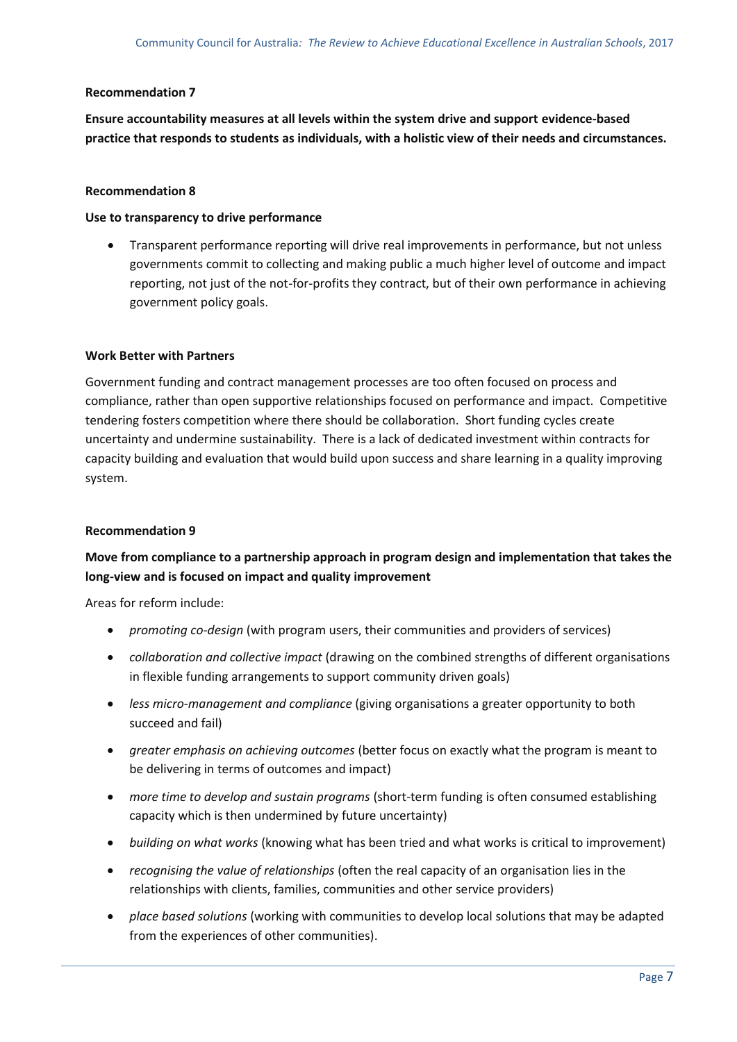**Recommendation 7**

**Ensure accountability measures at all levels within the system drive and support evidence-based practice that responds to students as individuals, with a holistic view of their needs and circumstances.**

**Recommendation 8**

**Use to transparency to drive performance**

- Transparent performance reporting will drive real improvements in performance, but not unless governments commit to collecting and making public a much higher level of outcome and impact reporting, not just of the not-for-profits they contract, but of their own performance in achieving government policy goals.

**Work Better with Partners**

Government funding and contract management processes are too often focused on process and compliance, rather than open supportive relationships focused on performance and impact. Competitive tendering fosters competition where there should be collaboration. Short funding cycles create uncertainty and undermine sustainability. There is a lack of dedicated investment within contracts for capacity building and evaluation that would build upon success and share learning in a quality improving system.

**Recommendation 9**

**Move from compliance to a partnership approach in program design and implementation that takes the long-view and is focused on impact and quality improvement**

Areas for reform include:

- *promoting co-design* (with program users, their communities and providers of services)
- *collaboration and collective impact* (drawing on the combined strengths of different organisations in flexible funding arrangements to support community driven goals)
- *less micro-management and compliance* (giving organisations a greater opportunity to both succeed and fail)
- *greater emphasis on achieving outcomes* (better focus on exactly what the program is meant to be delivering in terms of outcomes and impact)
- *more time to develop and sustain programs* (short-term funding is often consumed establishing capacity which is then undermined by future uncertainty)
- *building on what works* (knowing what has been tried and what works is critical to improvement)
- *recognising the value of relationships* (often the real capacity of an organisation lies in the relationships with clients, families, communities and other service providers)
- *place based solutions* (working with communities to develop local solutions that may be adapted from the experiences of other communities).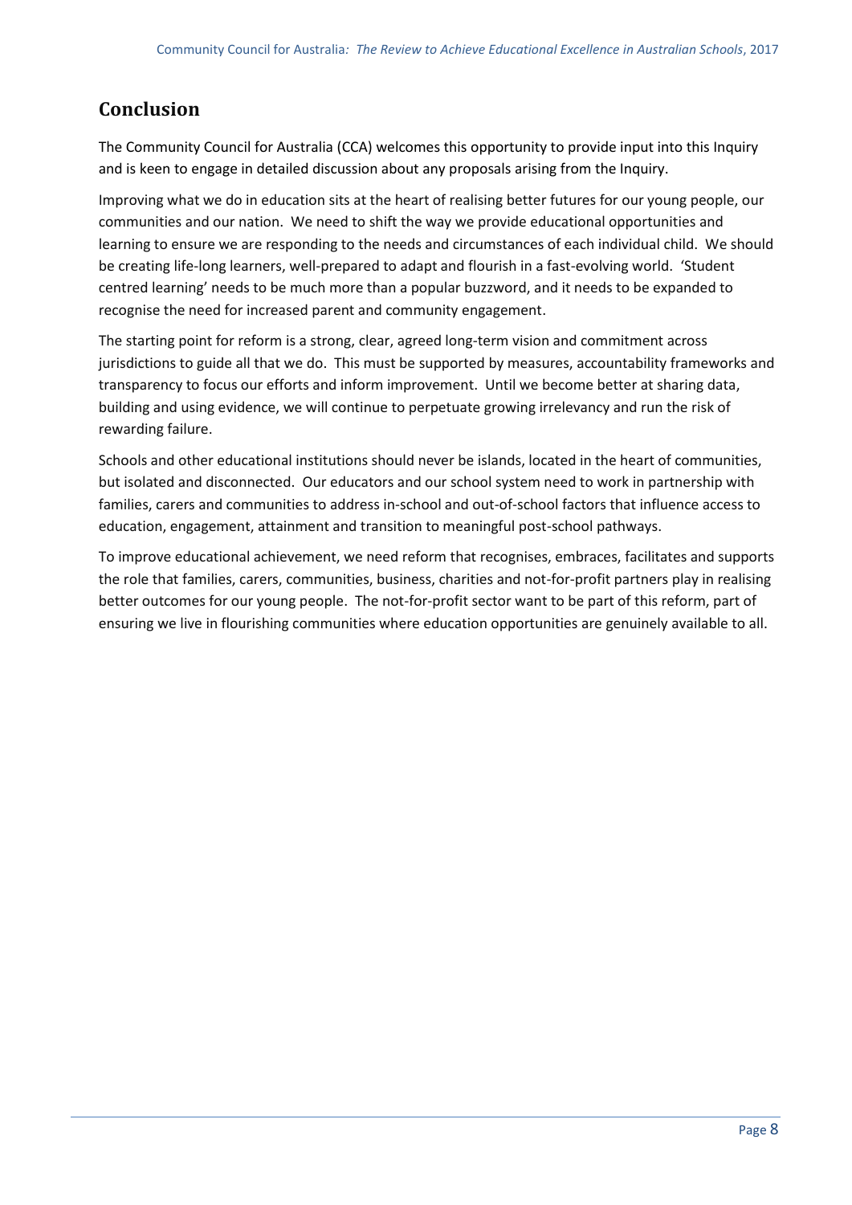## Conclusion

The Community Council for Australia (CCA) welcomes this opportunity to provide input into this Inquiry and is keen to engage in detailed discussion about any proposals arising from the Inquiry.

Improving what we do in education sits at the heart of realising better futures for our young people, our communities and our nation. We need to shift the way we provide educational opportunities and learning to ensure we are responding to the needs and circumstances of each individual child. We should be creating life-long learners, well-prepared to adapt and flourish in a fast-evolving world. 'Student centred learning' needs to be much more than a popular buzzword, and it needs to be expanded to recognise the need for increased parent and community engagement.

The starting point for reform is a strong, clear, agreed long-term vision and commitment across jurisdictions to guide all that we do. This must be supported by measures, accountability frameworks and transparency to focus our efforts and inform improvement. Until we become better at sharing data, building and using evidence, we will continue to perpetuate growing irrelevancy and run the risk of rewarding failure.

Schools and other educational institutions should never be islands, located in the heart of communities, but isolated and disconnected. Our educators and our school system need to work in partnership with families, carers and communities to address in-school and out-of-school factors that influence access to education, engagement, attainment and transition to meaningful post-school pathways.

To improve educational achievement, we need reform that recognises, embraces, facilitates and supports the role that families, carers, communities, business, charities and not-for-profit partners play in realising better outcomes for our young people. The not-for-profit sector want to be part of this reform, part of ensuring we live in flourishing communities where education opportunities are genuinely available to all.